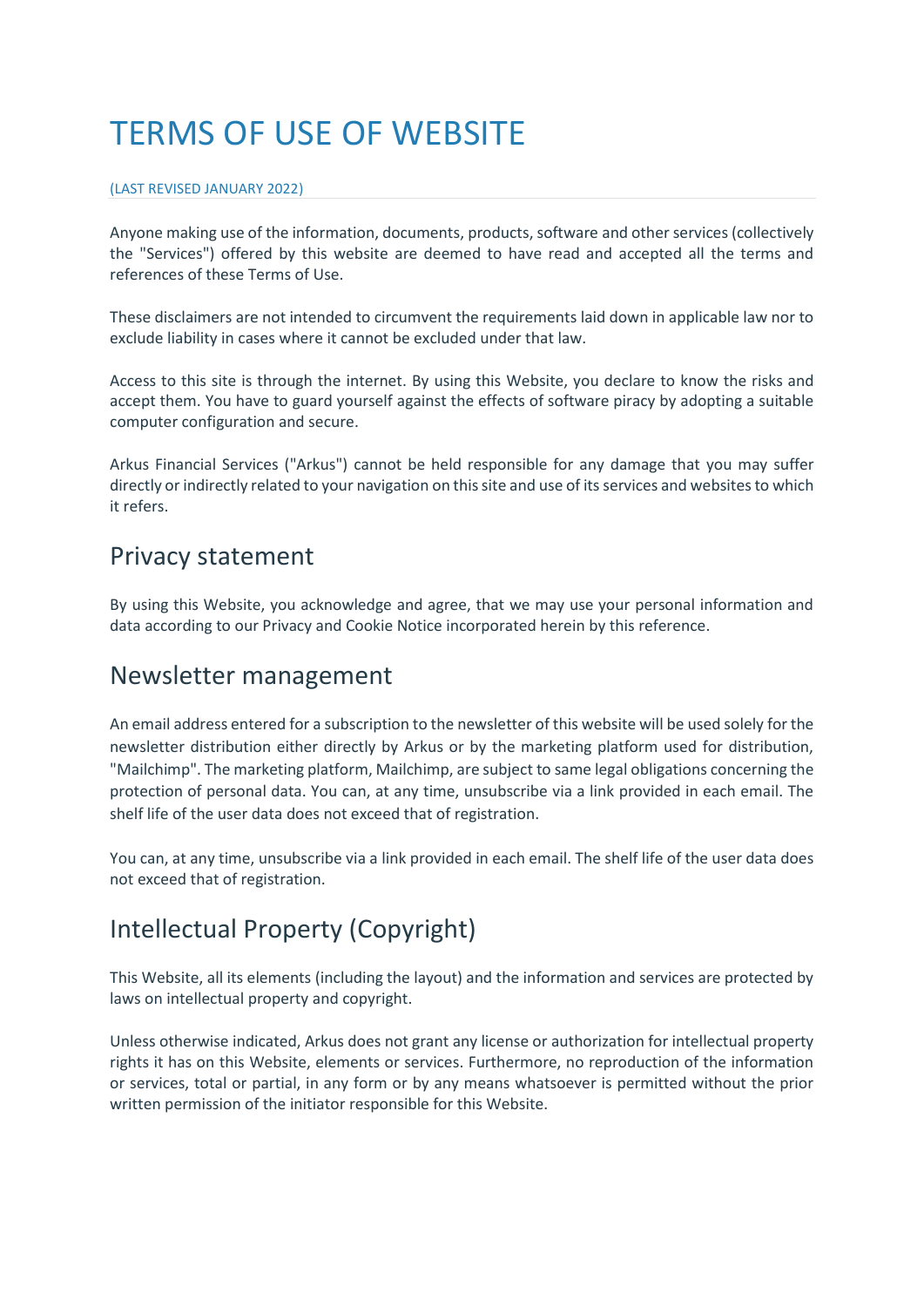# TERMS OF USE OF WEBSITE

(LAST REVISED JANUARY 2022)

Anyone making use of the information, documents, products, software and other services (collectively the "Services") offered by this website are deemed to have read and accepted all the terms and references of these Terms of Use.

These disclaimers are not intended to circumvent the requirements laid down in applicable law nor to exclude liability in cases where it cannot be excluded under that law.

Access to this site is through the internet. By using this Website, you declare to know the risks and accept them. You have to guard yourself against the effects of software piracy by adopting a suitable computer configuration and secure.

Arkus Financial Services ("Arkus") cannot be held responsible for any damage that you may suffer directly or indirectly related to your navigation on this site and use of its services and websites to which it refers.

## Privacy statement

By using this Website, you acknowledge and agree, that we may use your personal information and data according to our Privacy and Cookie Notice incorporated herein by this reference.

## Newsletter management

An email address entered for a subscription to the newsletter of this website will be used solely for the newsletter distribution either directly by Arkus or by the marketing platform used for distribution, "Mailchimp". The marketing platform, Mailchimp, are subject to same legal obligations concerning the protection of personal data. You can, at any time, unsubscribe via a link provided in each email. The shelf life of the user data does not exceed that of registration.

You can, at any time, unsubscribe via a link provided in each email. The shelf life of the user data does not exceed that of registration.

## Intellectual Property (Copyright)

This Website, all its elements (including the layout) and the information and services are protected by laws on intellectual property and copyright.

Unless otherwise indicated, Arkus does not grant any license or authorization for intellectual property rights it has on this Website, elements or services. Furthermore, no reproduction of the information or services, total or partial, in any form or by any means whatsoever is permitted without the prior written permission of the initiator responsible for this Website.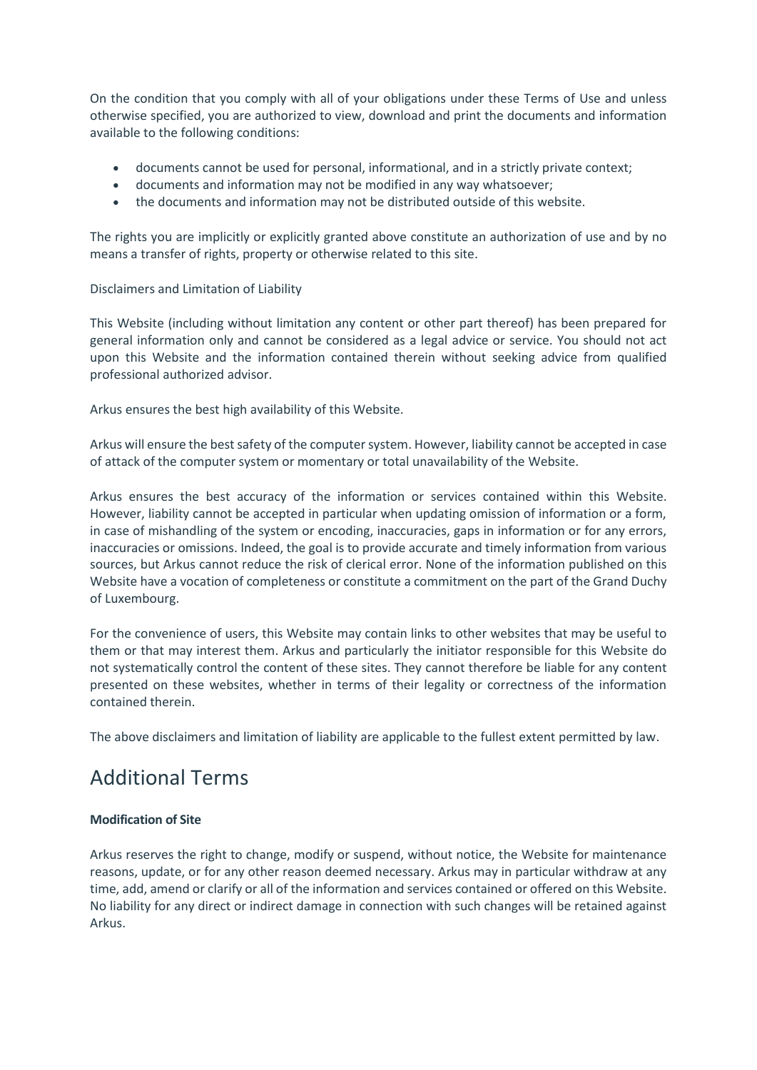On the condition that you comply with all of your obligations under these Terms of Use and unless otherwise specified, you are authorized to view, download and print the documents and information available to the following conditions:

- documents cannot be used for personal, informational, and in a strictly private context;
- documents and information may not be modified in any way whatsoever;
- the documents and information may not be distributed outside of this website.

The rights you are implicitly or explicitly granted above constitute an authorization of use and by no means a transfer of rights, property or otherwise related to this site.

Disclaimers and Limitation of Liability

This Website (including without limitation any content or other part thereof) has been prepared for general information only and cannot be considered as a legal advice or service. You should not act upon this Website and the information contained therein without seeking advice from qualified professional authorized advisor.

Arkus ensures the best high availability of this Website.

Arkus will ensure the best safety of the computer system. However, liability cannot be accepted in case of attack of the computer system or momentary or total unavailability of the Website.

Arkus ensures the best accuracy of the information or services contained within this Website. However, liability cannot be accepted in particular when updating omission of information or a form, in case of mishandling of the system or encoding, inaccuracies, gaps in information or for any errors, inaccuracies or omissions. Indeed, the goal is to provide accurate and timely information from various sources, but Arkus cannot reduce the risk of clerical error. None of the information published on this Website have a vocation of completeness or constitute a commitment on the part of the Grand Duchy of Luxembourg.

For the convenience of users, this Website may contain links to other websites that may be useful to them or that may interest them. Arkus and particularly the initiator responsible for this Website do not systematically control the content of these sites. They cannot therefore be liable for any content presented on these websites, whether in terms of their legality or correctness of the information contained therein.

The above disclaimers and limitation of liability are applicable to the fullest extent permitted by law.

## Additional Terms

**Modification of Site**

Arkus reserves the right to change, modify or suspend, without notice, the Website for maintenance reasons, update, or for any other reason deemed necessary. Arkus may in particular withdraw at any time, add, amend or clarify or all of the information and services contained or offered on this Website. No liability for any direct or indirect damage in connection with such changes will be retained against Arkus.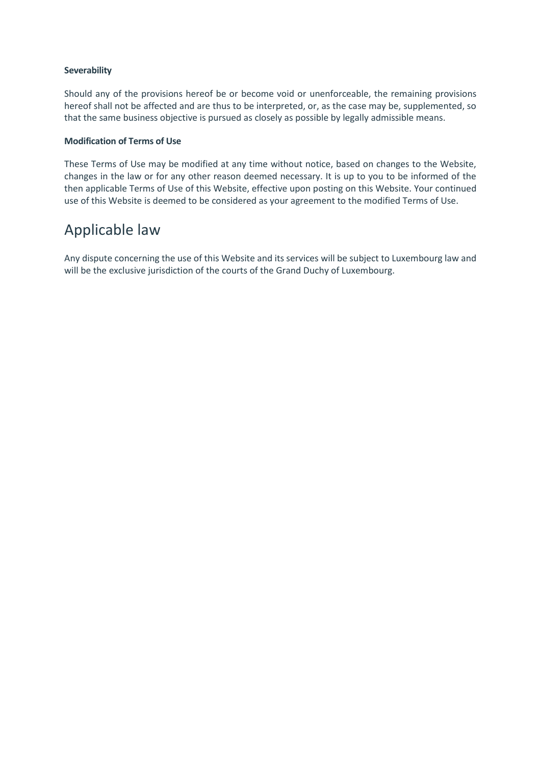**Severability**

Should any of the provisions hereof be or become void or unenforceable, the remaining provisions hereof shall not be affected and are thus to be interpreted, or, as the case may be, supplemented, so that the same business objective is pursued as closely as possible by legally admissible means.

**Modification of Terms of Use**

These Terms of Use may be modified at any time without notice, based on changes to the Website, changes in the law or for any other reason deemed necessary. It is up to you to be informed of the then applicable Terms of Use of this Website, effective upon posting on this Website. Your continued use of this Website is deemed to be considered as your agreement to the modified Terms of Use.

# Applicable law

Any dispute concerning the use of this Website and its services will be subject to Luxembourg law and will be the exclusive jurisdiction of the courts of the Grand Duchy of Luxembourg.